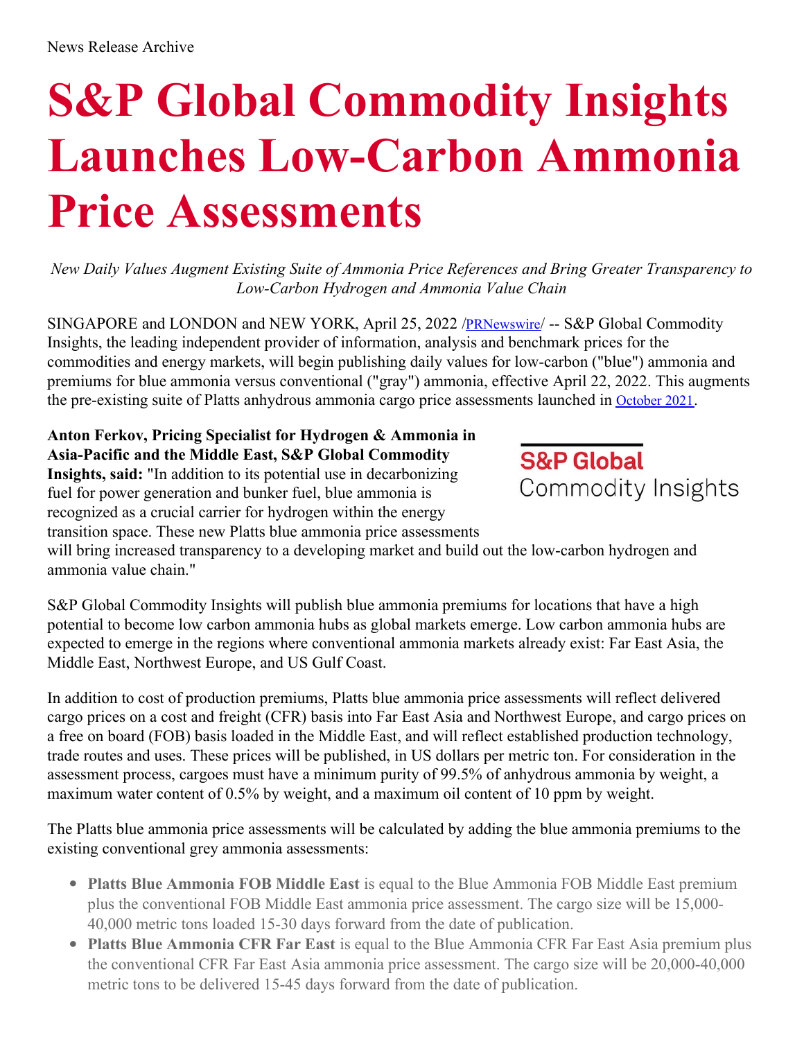News Release Archive

# S&P Global Commodity Insights Launches Low-Carbon Ammonia Price Assessments

*New Daily Values Augment Existing Suite of Ammonia Price References and Bring Greater Transparency to Low-Carbon Hydrogen and Ammonia Value Chain*

SINGAPORE and LONDON and NEW YORK, April 25, 2022 /PRNewswire/ -- S&P Global Commodity Insights, the leading independent provider of information, analysis and benchmark prices for the commodities and energy markets, will begin publishing daily values for low-carbon ("blue") ammonia and premiums for blue ammonia versus conventional ("gray") ammonia, effective April 22, 2022. This augments the pre-existing suite of Platts anhydrous ammonia cargo price assessments launched in October 2021.

**Anton Ferkov, Pricing Specialist for Hydrogen & Ammonia in Asia-Pacific and the Middle East, S&P Global Commodity Insights, said:** "In addition to its potential use in decarbonizing fuel for power generation and bunker fuel, blue ammonia is recognized as a crucial carrier for hydrogen within the energy transition space. These new Platts blue ammonia price assessments will bring increased transparency to a developing market and build out the low-carbon hydrogen and ammonia value chain."

S&P Global Commodity Insights will publish blue ammonia premiums for locations that have a high potential to become low carbon ammonia hubs as global markets emerge. Low carbon ammonia hubs are expected to emerge in the regions where conventional ammonia markets already exist: Far East Asia, the Middle East, Northwest Europe, and US Gulf Coast.

In addition to cost of production premiums, Platts blue ammonia price assessments will reflect delivered cargo prices on a cost and freight (CFR) basis into Far East Asia and Northwest Europe, and cargo prices on a free on board (FOB) basis loaded in the Middle East, and will reflect established production technology, trade routes and uses. These prices will be published, in US dollars per metric ton. For consideration in the assessment process, cargoes must have a minimum purity of 99.5% of anhydrous ammonia by weight, a maximum water content of 0.5% by weight, and a maximum oil content of 10 ppm by weight.

The Platts blue ammonia price assessments will be calculated by adding the blue ammonia premiums to the existing conventional grey ammonia assessments:

- **Platts Blue Ammonia FOB Middle East** is equal to the Blue Ammonia FOB Middle East premium plus the conventional FOB Middle East ammonia price assessment. The cargo size will be 15,000-40,000 metric tons loaded 15-30 days forward from the date of publication.
- **Platts Blue Ammonia CFR Far East** is equal to the Blue Ammonia CFR Far East Asia premium plus the conventional CFR Far East Asia ammonia price assessment. The cargo size will be 20,000-40,000 metric tons to be delivered 15-45 days forward from the date of publication.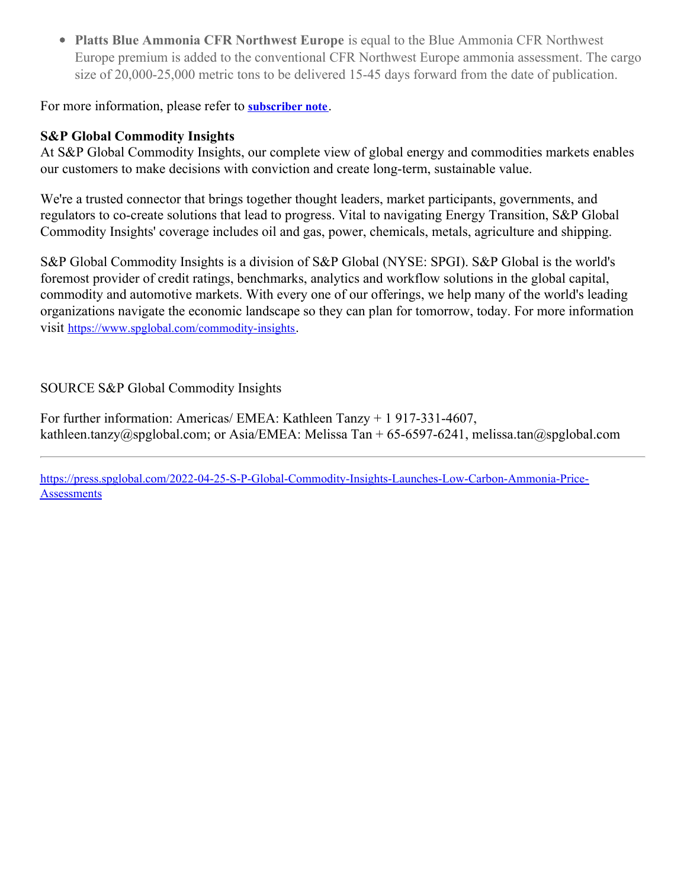- **Platts Blue Ammonia CFR Northwest Europe** is equal to the Blue Ammonia CFR Northwest Europe premium is added to the conventional CFR Northwest Europe ammonia assessment. The cargo size of 20,000-25,000 metric tons to be delivered 15-45 days forward from the date of publication.

For more information, please refer to **subscriber note**.

**S&P Global Commodity Insights**
At S&P Global Commodity Insights, our complete view of global energy and commodities markets enables our customers to make decisions with conviction and create long-term, sustainable value.

We're a trusted connector that brings together thought leaders, market participants, governments, and regulators to co-create solutions that lead to progress. Vital to navigating Energy Transition, S&P Global Commodity Insights' coverage includes oil and gas, power, chemicals, metals, agriculture and shipping.

S&P Global Commodity Insights is a division of S&P Global (NYSE: SPGI). S&P Global is the world's foremost provider of credit ratings, benchmarks, analytics and workflow solutions in the global capital, commodity and automotive markets. With every one of our offerings, we help many of the world's leading organizations navigate the economic landscape so they can plan for tomorrow, today. For more information visit https://www.spglobal.com/commodity-insights.

SOURCE S&P Global Commodity Insights

For further information: Americas/ EMEA: Kathleen Tanzy + 1 917-331-4607, kathleen.tanzy@spglobal.com; or Asia/EMEA: Melissa Tan + 65-6597-6241, melissa.tan@spglobal.com

---

https://press.spglobal.com/2022-04-25-S-P-Global-Commodity-Insights-Launches-Low-Carbon-Ammonia-Price-Assessments